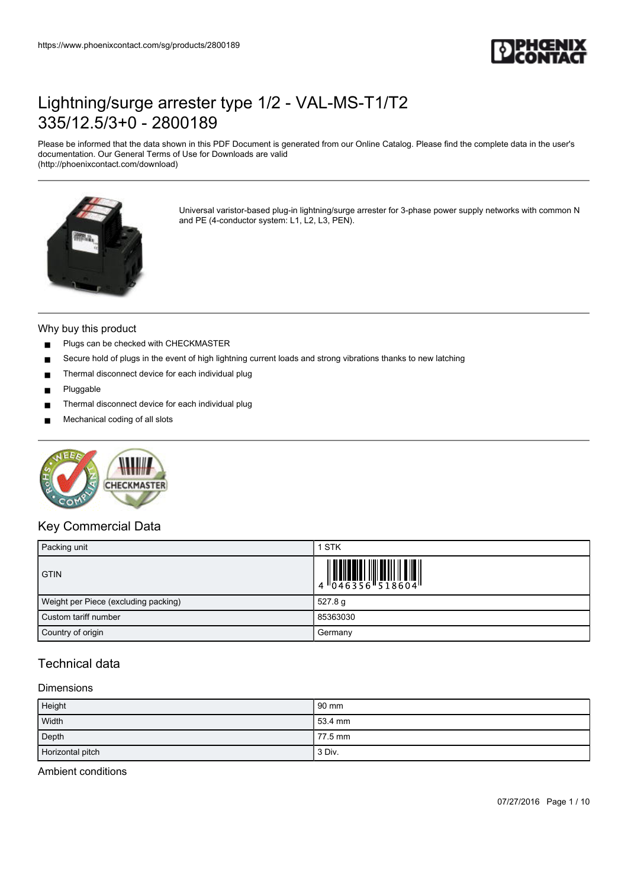# Lightning/surge arrester type 1/2 - VAL-MS-T1/T2 335/12.5/3+0 - 2800189

Please be informed that the data shown in this PDF Document is generated from our Online Catalog. Please find the complete data in the user's documentation. Our General Terms of Use for Downloads are valid (http://phoenixcontact.com/download)

Universal varistor-based plug-in lightning/surge arrester for 3-phase power supply networks with common N and PE (4-conductor system: L1, L2, L3, PEN).

## Why buy this product

- Plugs can be checked with CHECKMASTER
- Secure hold of plugs in the event of high lightning current loads and strong vibrations thanks to new latching
- Thermal disconnect device for each individual plug
- Pluggable
- Thermal disconnect device for each individual plug
- Mechanical coding of all slots

## Key Commercial Data

| | |
|---|---|
| Packing unit | 1 STK |
| GTIN | 4 046356 518604 |
| Weight per Piece (excluding packing) | 527.8 g |
| Custom tariff number | 85363030 |
| Country of origin | Germany |

## Technical data

### Dimensions

| | |
|---|---|
| Height | 90 mm |
| Width | 53.4 mm |
| Depth | 77.5 mm |
| Horizontal pitch | 3 Div. |

### Ambient conditions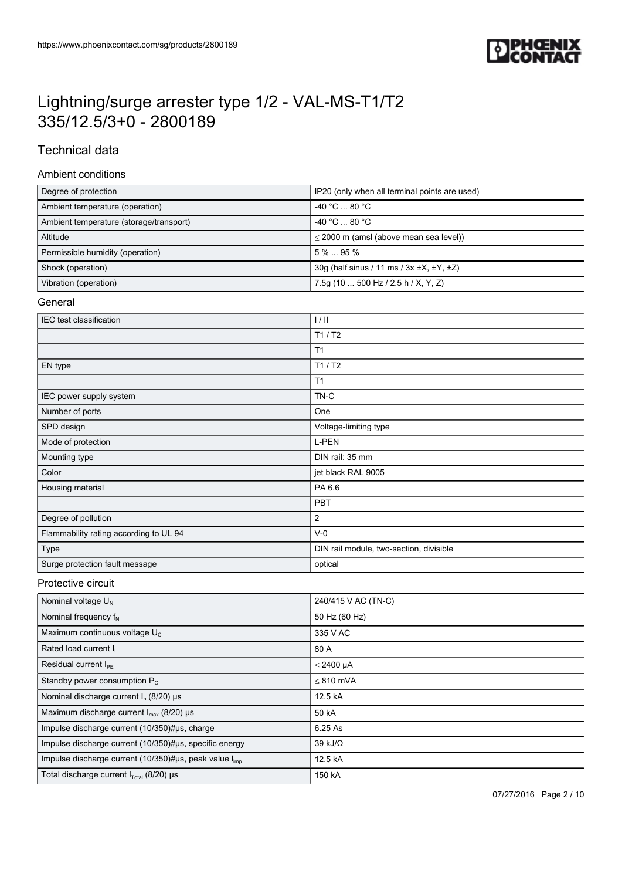# Lightning/surge arrester type 1/2 - VAL-MS-T1/T2 335/12.5/3+0 - 2800189

## Technical data

### Ambient conditions

| | |
|---|---|
| Degree of protection | IP20 (only when all terminal points are used) |
| Ambient temperature (operation) | -40 °C ... 80 °C |
| Ambient temperature (storage/transport) | -40 °C ... 80 °C |
| Altitude | ≤ 2000 m (amsl (above mean sea level)) |
| Permissible humidity (operation) | 5 % ... 95 % |
| Shock (operation) | 30g (half sinus / 11 ms / 3x ±X, ±Y, ±Z) |
| Vibration (operation) | 7.5g (10 ... 500 Hz / 2.5 h / X, Y, Z) |

### General

| | |
|---|---|
| IEC test classification | I / II |
| | T1 / T2 |
| | T1 |
| EN type | T1 / T2 |
| | T1 |
| IEC power supply system | TN-C |
| Number of ports | One |
| SPD design | Voltage-limiting type |
| Mode of protection | L-PEN |
| Mounting type | DIN rail: 35 mm |
| Color | jet black RAL 9005 |
| Housing material | PA 6.6 |
| | PBT |
| Degree of pollution | 2 |
| Flammability rating according to UL 94 | V-0 |
| Type | DIN rail module, two-section, divisible |
| Surge protection fault message | optical |

### Protective circuit

| | |
|---|---|
| Nominal voltage $U_N$ | 240/415 V AC (TN-C) |
| Nominal frequency $f_N$ | 50 Hz (60 Hz) |
| Maximum continuous voltage $U_C$ | 335 V AC |
| Rated load current $I_L$ | 80 A |
| Residual current $I_{PE}$ | ≤ 2400 µA |
| Standby power consumption $P_C$ | ≤ 810 mVA |
| Nominal discharge current $I_n$ (8/20) µs | 12.5 kA |
| Maximum discharge current $I_{max}$ (8/20) µs | 50 kA |
| Impulse discharge current (10/350)#µs, charge | 6.25 As |
| Impulse discharge current (10/350)#µs, specific energy | 39 kJ/Ω |
| Impulse discharge current (10/350)#µs, peak value $I_{imp}$ | 12.5 kA |
| Total discharge current $I_{Total}$ (8/20) µs | 150 kA |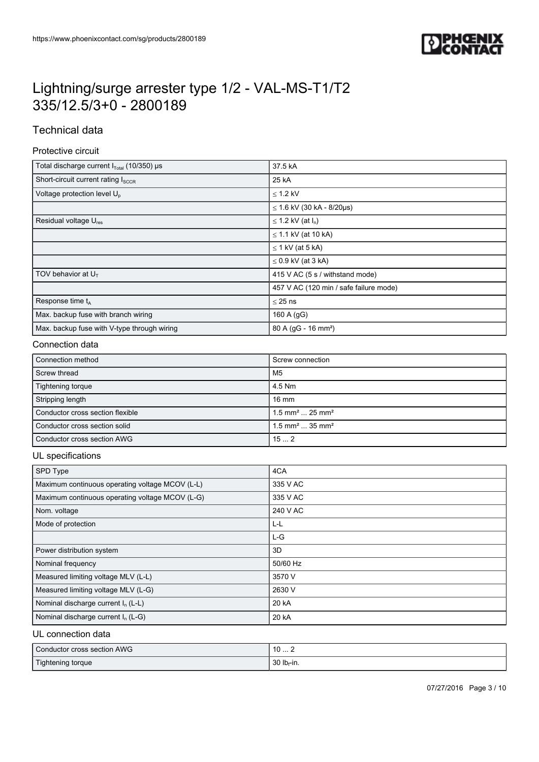# Lightning/surge arrester type 1/2 - VAL-MS-T1/T2 335/12.5/3+0 - 2800189

## Technical data

### Protective circuit

| | |
|---|---|
| Total discharge current $I_{Total}$ (10/350) µs | 37.5 kA |
| Short-circuit current rating $I_{SCCR}$ | 25 kA |
| Voltage protection level $U_p$ | ≤ 1.2 kV |
| | ≤ 1.6 kV (30 kA - 8/20µs) |
| Residual voltage $U_{res}$ | ≤ 1.2 kV (at $I_n$) |
| | ≤ 1.1 kV (at 10 kA) |
| | ≤ 1 kV (at 5 kA) |
| | ≤ 0.9 kV (at 3 kA) |
| TOV behavior at $U_T$ | 415 V AC (5 s / withstand mode) |
| | 457 V AC (120 min / safe failure mode) |
| Response time $t_A$ | ≤ 25 ns |
| Max. backup fuse with branch wiring | 160 A (gG) |
| Max. backup fuse with V-type through wiring | 80 A (gG - 16 mm²) |

### Connection data

| | |
|---|---|
| Connection method | Screw connection |
| Screw thread | M5 |
| Tightening torque | 4.5 Nm |
| Stripping length | 16 mm |
| Conductor cross section flexible | 1.5 mm² ... 25 mm² |
| Conductor cross section solid | 1.5 mm² ... 35 mm² |
| Conductor cross section AWG | 15 ... 2 |

### UL specifications

| | |
|---|---|
| SPD Type | 4CA |
| Maximum continuous operating voltage MCOV (L-L) | 335 V AC |
| Maximum continuous operating voltage MCOV (L-G) | 335 V AC |
| Nom. voltage | 240 V AC |
| Mode of protection | L-L |
| | L-G |
| Power distribution system | 3D |
| Nominal frequency | 50/60 Hz |
| Measured limiting voltage MLV (L-L) | 3570 V |
| Measured limiting voltage MLV (L-G) | 2630 V |
| Nominal discharge current $I_n$ (L-L) | 20 kA |
| Nominal discharge current $I_n$ (L-G) | 20 kA |

### UL connection data

| | |
|---|---|
| Conductor cross section AWG | 10 ... 2 |
| Tightening torque | 30 $lb_f$-in. |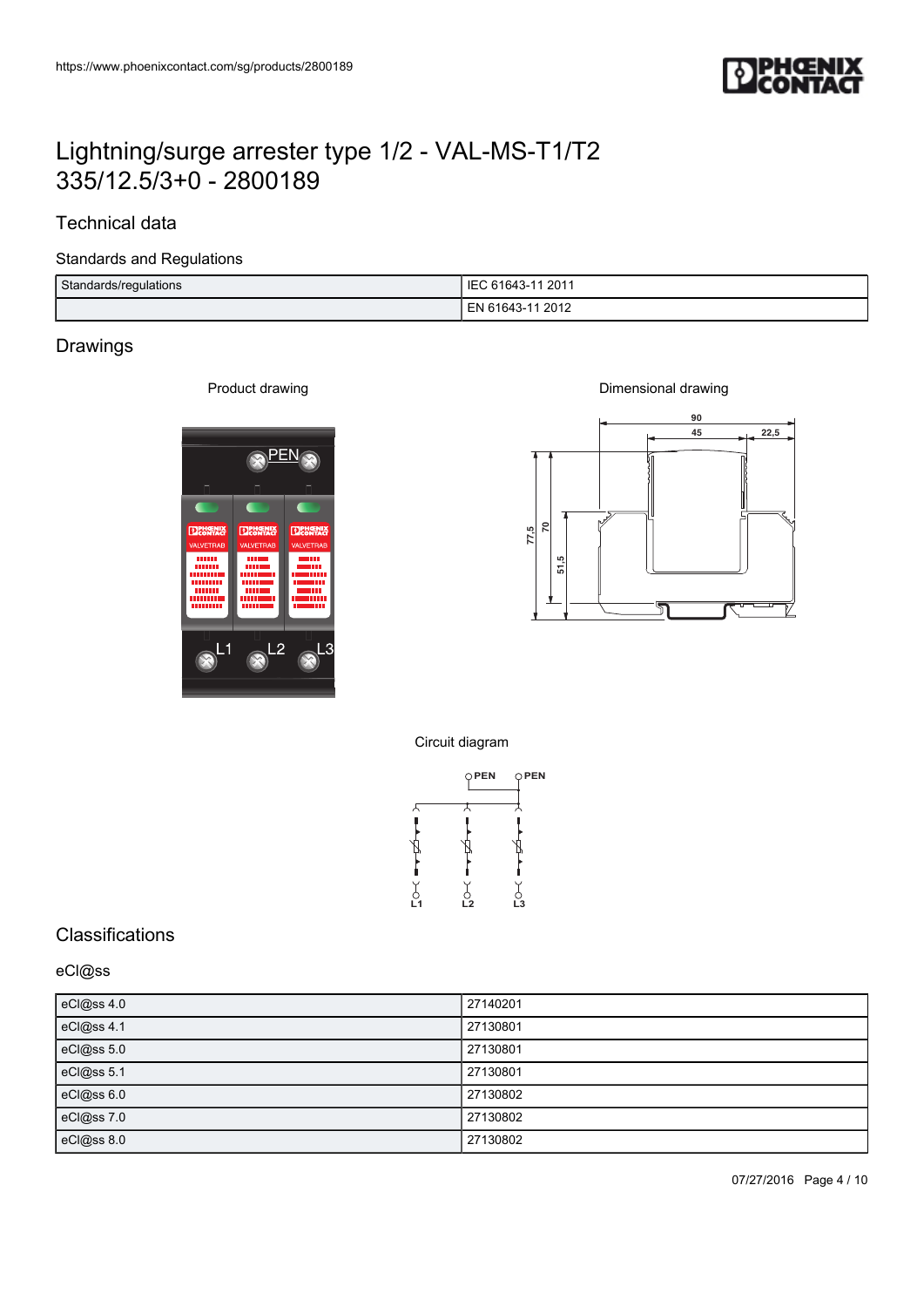# Lightning/surge arrester type 1/2 - VAL-MS-T1/T2 335/12.5/3+0 - 2800189

## Technical data

### Standards and Regulations

| Standards/regulations | IEC 61643-11 2011 |
|---|---|
| | EN 61643-11 2012 |

## Drawings

Product drawing

Dimensional drawing

Circuit diagram

## Classifications

### eCl@ss

| eCl@ss 4.0 | 27140201 |
|---|---|
| eCl@ss 4.1 | 27130801 |
| eCl@ss 5.0 | 27130801 |
| eCl@ss 5.1 | 27130801 |
| eCl@ss 6.0 | 27130802 |
| eCl@ss 7.0 | 27130802 |
| eCl@ss 8.0 | 27130802 |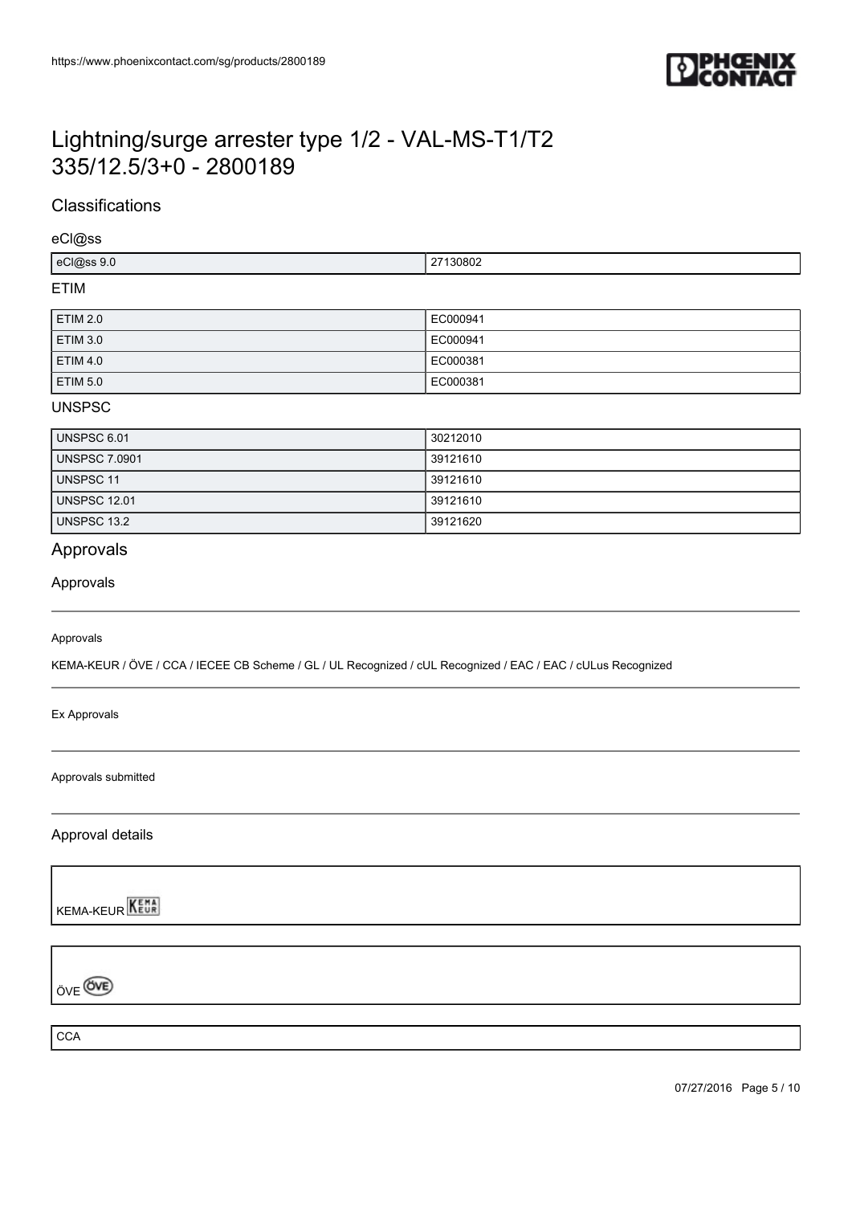# Lightning/surge arrester type 1/2 - VAL-MS-T1/T2 335/12.5/3+0 - 2800189

## Classifications

### eCl@ss

| eCl@ss 9.0 | 27130802 |
|---|---|

### ETIM

| ETIM 2.0 | EC000941 |
|---|---|
| ETIM 3.0 | EC000941 |
| ETIM 4.0 | EC000381 |
| ETIM 5.0 | EC000381 |

### UNSPSC

| UNSPSC 6.01 | 30212010 |
|---|---|
| UNSPSC 7.0901 | 39121610 |
| UNSPSC 11 | 39121610 |
| UNSPSC 12.01 | 39121610 |
| UNSPSC 13.2 | 39121620 |

## Approvals

### Approvals

Approvals

KEMA-KEUR / ÖVE / CCA / IECEE CB Scheme / GL / UL Recognized / cUL Recognized / EAC / EAC / cULus Recognized

Ex Approvals

Approvals submitted

### Approval details

KEMA-KEUR

ÖVE

CCA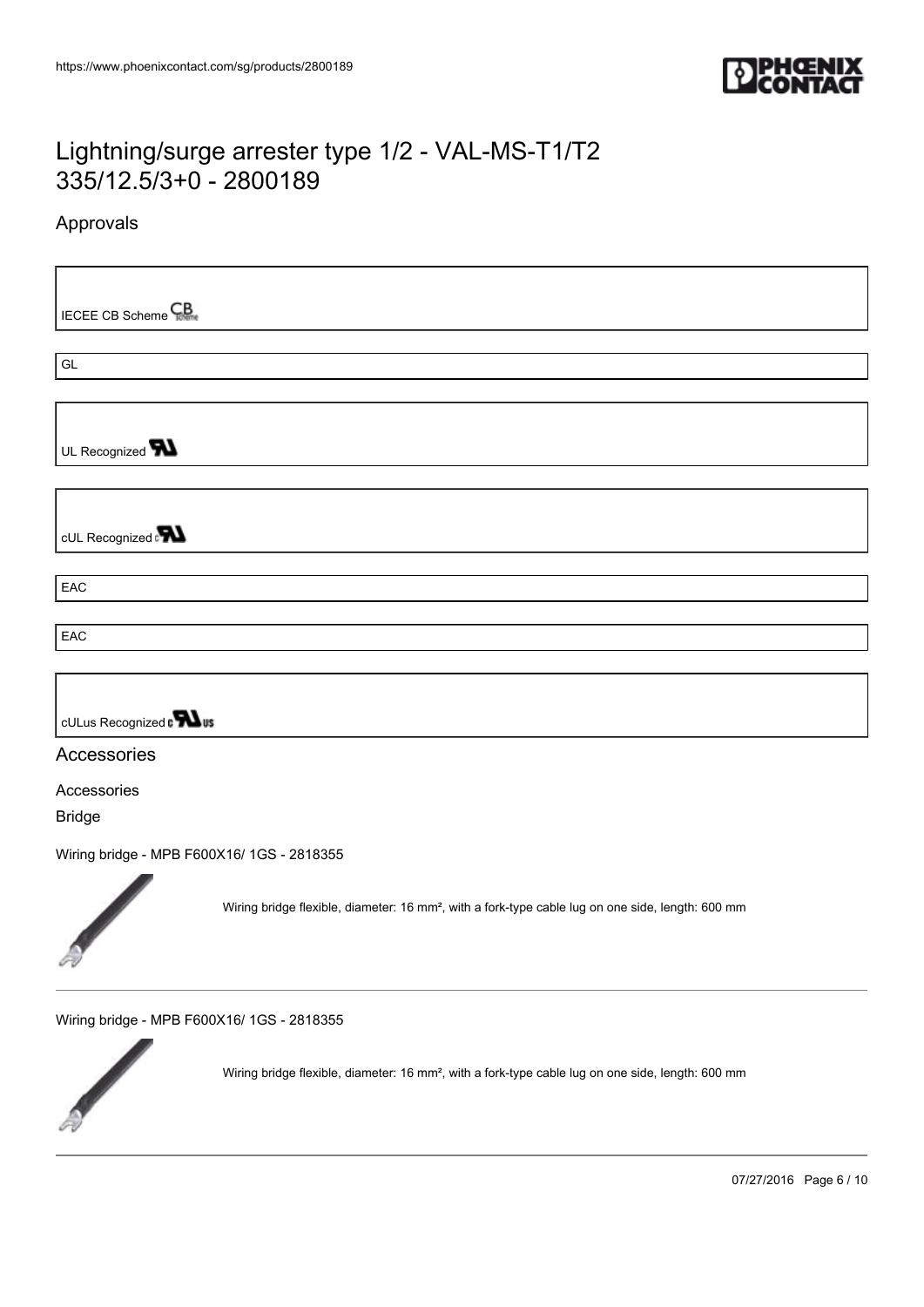# Lightning/surge arrester type 1/2 - VAL-MS-T1/T2 335/12.5/3+0 - 2800189

## Approvals

IECEE CB Scheme

GL

UL Recognized

cUL Recognized

EAC

EAC

cULus Recognized

## Accessories

Accessories

Bridge

Wiring bridge - MPB F600X16/ 1GS - 2818355

Wiring bridge flexible, diameter: 16 mm², with a fork-type cable lug on one side, length: 600 mm

Wiring bridge - MPB F600X16/ 1GS - 2818355

Wiring bridge flexible, diameter: 16 mm², with a fork-type cable lug on one side, length: 600 mm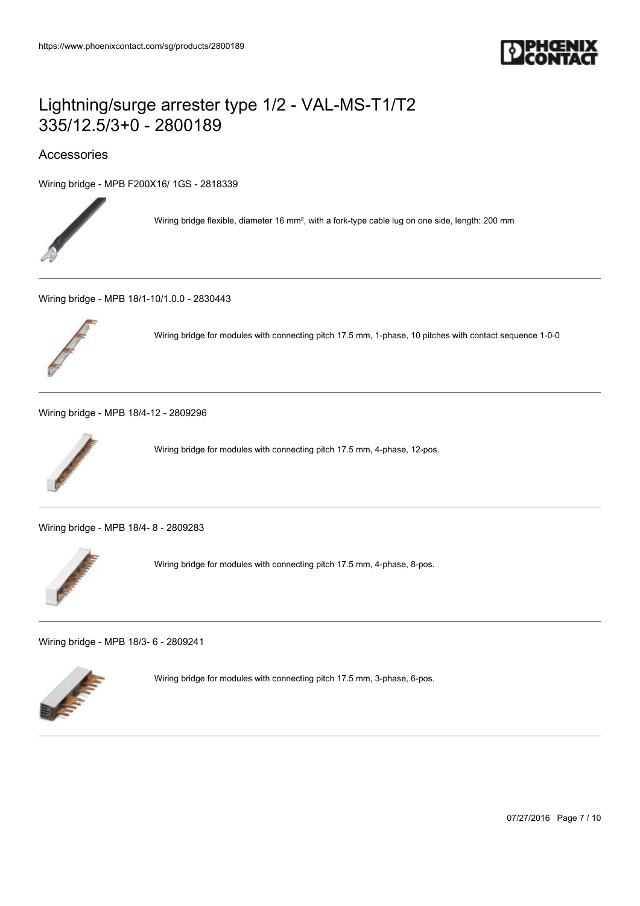# Lightning/surge arrester type 1/2 - VAL-MS-T1/T2 335/12.5/3+0 - 2800189

## Accessories

Wiring bridge - MPB F200X16/ 1GS - 2818339

Wiring bridge flexible, diameter 16 mm², with a fork-type cable lug on one side, length: 200 mm

---

Wiring bridge - MPB 18/1-10/1.0.0 - 2830443

Wiring bridge for modules with connecting pitch 17.5 mm, 1-phase, 10 pitches with contact sequence 1-0-0

---

Wiring bridge - MPB 18/4-12 - 2809296

Wiring bridge for modules with connecting pitch 17.5 mm, 4-phase, 12-pos.

---

Wiring bridge - MPB 18/4- 8 - 2809283

Wiring bridge for modules with connecting pitch 17.5 mm, 4-phase, 8-pos.

---

Wiring bridge - MPB 18/3- 6 - 2809241

Wiring bridge for modules with connecting pitch 17.5 mm, 3-phase, 6-pos.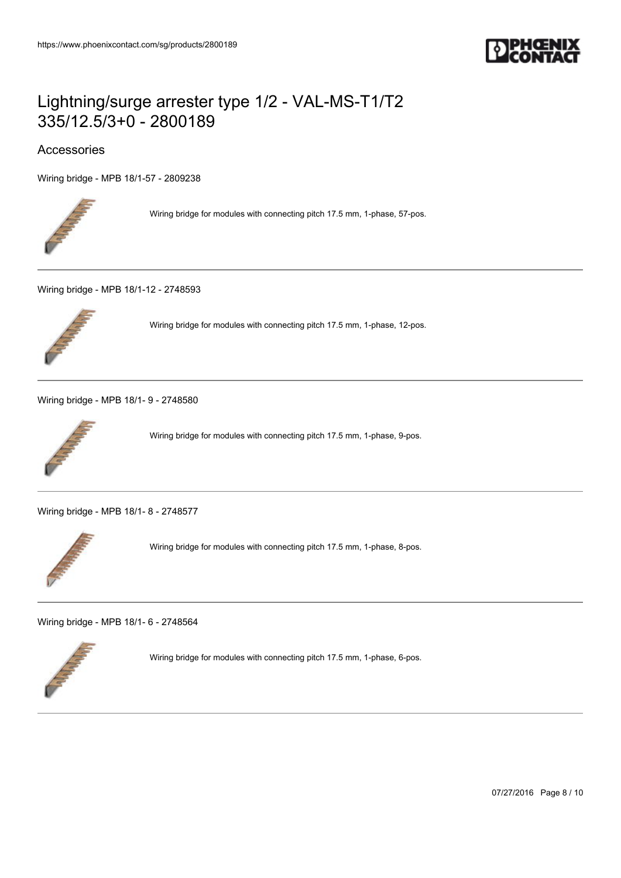# Lightning/surge arrester type 1/2 - VAL-MS-T1/T2 335/12.5/3+0 - 2800189

## Accessories

Wiring bridge - MPB 18/1-57 - 2809238

Wiring bridge for modules with connecting pitch 17.5 mm, 1-phase, 57-pos.

---

Wiring bridge - MPB 18/1-12 - 2748593

Wiring bridge for modules with connecting pitch 17.5 mm, 1-phase, 12-pos.

---

Wiring bridge - MPB 18/1- 9 - 2748580

Wiring bridge for modules with connecting pitch 17.5 mm, 1-phase, 9-pos.

---

Wiring bridge - MPB 18/1- 8 - 2748577

Wiring bridge for modules with connecting pitch 17.5 mm, 1-phase, 8-pos.

---

Wiring bridge - MPB 18/1- 6 - 2748564

Wiring bridge for modules with connecting pitch 17.5 mm, 1-phase, 6-pos.

---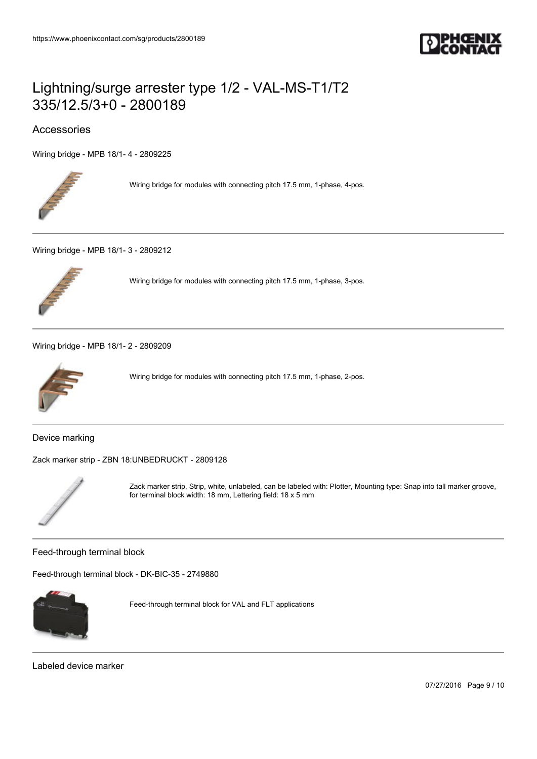# Lightning/surge arrester type 1/2 - VAL-MS-T1/T2 335/12.5/3+0 - 2800189

## Accessories

Wiring bridge - MPB 18/1- 4 - 2809225

Wiring bridge for modules with connecting pitch 17.5 mm, 1-phase, 4-pos.

---

Wiring bridge - MPB 18/1- 3 - 2809212

Wiring bridge for modules with connecting pitch 17.5 mm, 1-phase, 3-pos.

---

Wiring bridge - MPB 18/1- 2 - 2809209

Wiring bridge for modules with connecting pitch 17.5 mm, 1-phase, 2-pos.

---

### Device marking

Zack marker strip - ZBN 18:UNBEDRUCKT - 2809128

Zack marker strip, Strip, white, unlabeled, can be labeled with: Plotter, Mounting type: Snap into tall marker groove, for terminal block width: 18 mm, Lettering field: 18 x 5 mm

---

### Feed-through terminal block

Feed-through terminal block - DK-BIC-35 - 2749880

Feed-through terminal block for VAL and FLT applications

---

### Labeled device marker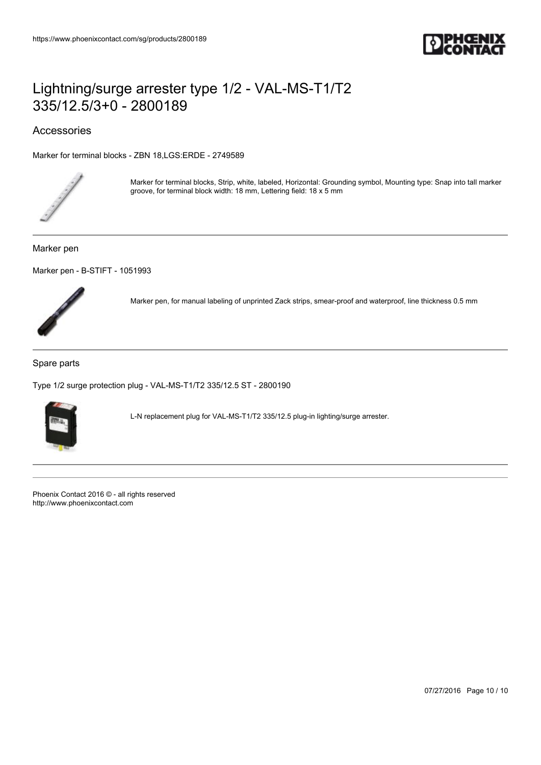# Lightning/surge arrester type 1/2 - VAL-MS-T1/T2 335/12.5/3+0 - 2800189

## Accessories

Marker for terminal blocks - ZBN 18,LGS:ERDE - 2749589

Marker for terminal blocks, Strip, white, labeled, Horizontal: Grounding symbol, Mounting type: Snap into tall marker groove, for terminal block width: 18 mm, Lettering field: 18 x 5 mm

---

### Marker pen

Marker pen - B-STIFT - 1051993

Marker pen, for manual labeling of unprinted Zack strips, smear-proof and waterproof, line thickness 0.5 mm

---

### Spare parts

Type 1/2 surge protection plug - VAL-MS-T1/T2 335/12.5 ST - 2800190

L-N replacement plug for VAL-MS-T1/T2 335/12.5 plug-in lighting/surge arrester.

---

Phoenix Contact 2016 © - all rights reserved
http://www.phoenixcontact.com